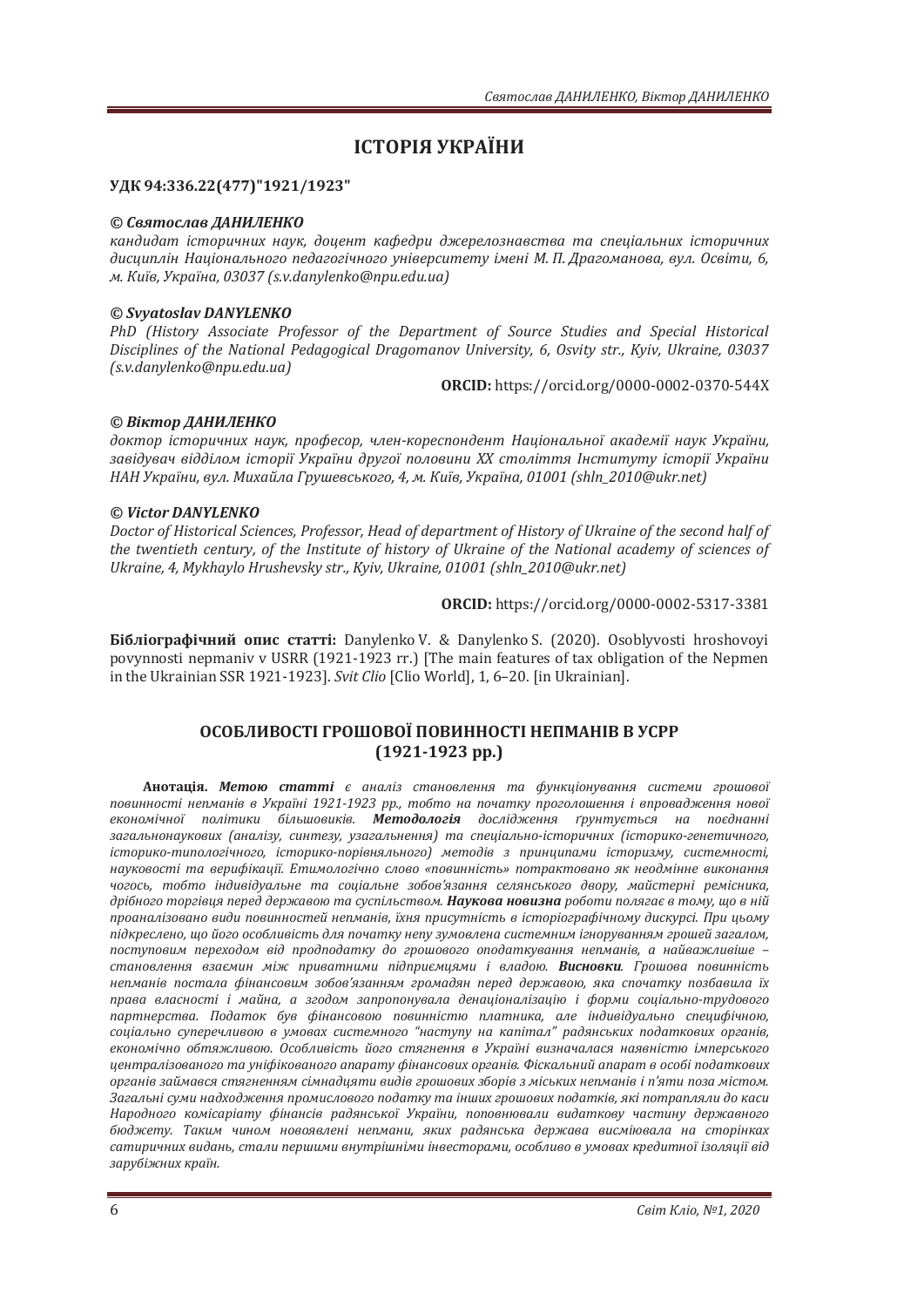# ІСТОРІЯ УКРАЇНИ

**УДК 94:336.22(477)"1921/1923"**

***© Святослав ДАНИЛЕНКО***

*кандидат історичних наук, доцент кафедри джерелознавства та спеціальних історичних дисциплін Національного педагогічного університету імені М. П. Драгоманова, вул. Освіти, 6, м. Київ, Україна, 03037 (s.v.danylenko@npu.edu.ua)*

***© Svyatoslav DANYLENKO***

*PhD (History Associate Professor of the Department of Source Studies and Special Historical Disciplines of the National Pedagogical Dragomanov University, 6, Osvity str., Kyiv, Ukraine, 03037 (s.v.danylenko@npu.edu.ua)*

**ORCID:** https://orcid.org/0000-0002-0370-544X

***© Віктор ДАНИЛЕНКО***

*доктор історичних наук, професор, член-кореспондент Національної академії наук України, завідувач відділом історії України другої половини ХХ століття Інституту історії України НАН України, вул. Михайла Грушевського, 4, м. Київ, Україна, 01001 (shln_2010@ukr.net)*

***© Victor DANYLENKO***

*Doctor of Historical Sciences, Professor, Head of department of History of Ukraine of the second half of the twentieth century, of the Institute of history of Ukraine of the National academy of sciences of Ukraine, 4, Mykhaylo Hrushevsky str., Kyiv, Ukraine, 01001 (shln_2010@ukr.net)*

**ORCID:** https://orcid.org/0000-0002-5317-3381

**Бібліографічний опис статті:** Danylenko V. & Danylenko S. (2020). Osoblyvosti hroshovoyi povynnosti nepmaniv v USRR (1921-1923 rr.) [The main features of tax obligation of the Nepmen in the Ukrainian SSR 1921-1923]. *Svit Clio* [Clio World], 1, 6–20. [in Ukrainian].

## ОСОБЛИВОСТІ ГРОШОВОЇ ПОВИННОСТІ НЕПМАНІВ В УСРР (1921-1923 рр.)

**Анотація.** ***Метою статті*** *є аналіз становлення та функціонування системи грошової повинності непманів в Україні 1921-1923 рр., тобто на початку проголошення і впровадження нової економічної політики більшовиків.* ***Методологія*** *дослідження ґрунтується на поєднанні загальнонаукових (аналізу, синтезу, узагальнення) та спеціально-історичних (історико-генетичного, історико-типологічного, історико-порівняльного) методів з принципами історизму, системності, науковості та верифікації. Етимологічно слово «повинність» потрактовано як неодмінне виконання чогось, тобто індивідуальне та соціальне зобов'язання селянського двору, майстерні ремісника, дрібного торгівця перед державою та суспільством.* ***Наукова новизна*** *роботи полягає в тому, що в ній проаналізовано види повинностей непманів, їхня присутність в історіографічному дискурсі. При цьому підкреслено, що його особливість для початку непу зумовлена системним ігноруванням грошей загалом, поступовим переходом від продподатку до грошового оподаткування непманів, а найважливіше – становлення взаємин між приватними підприємцями і владою.* ***Висновки****. Грошова повинність непманів постала фінансовим зобов'язанням громадян перед державою, яка спочатку позбавила їх права власності і майна, а згодом запропонувала денаціоналізацію і форми соціально-трудового партнерства. Податок був фінансовою повинністю платника, але індивідуально специфічною, соціально суперечливою в умовах системного "наступу на капітал" радянських податкових органів, економічно обтяжливою. Особливість його стягнення в Україні визначалася наявністю імперського централізованого та уніфікованого апарату фінансових органів. Фіскальний апарат в особі податкових органів займався стягненням сімнадцяти видів грошових зборів з міських непманів і п'яти поза містом. Загальні суми надходження промислового податку та інших грошових податків, які потрапляли до каси Народного комісаріату фінансів радянської України, поповнювали видаткову частину державного бюджету. Таким чином новоявлені непмани, яких радянська держава висміювала на сторінках сатиричних видань, стали першими внутрішніми інвесторами, особливо в умовах кредитної ізоляції від зарубіжних країн.*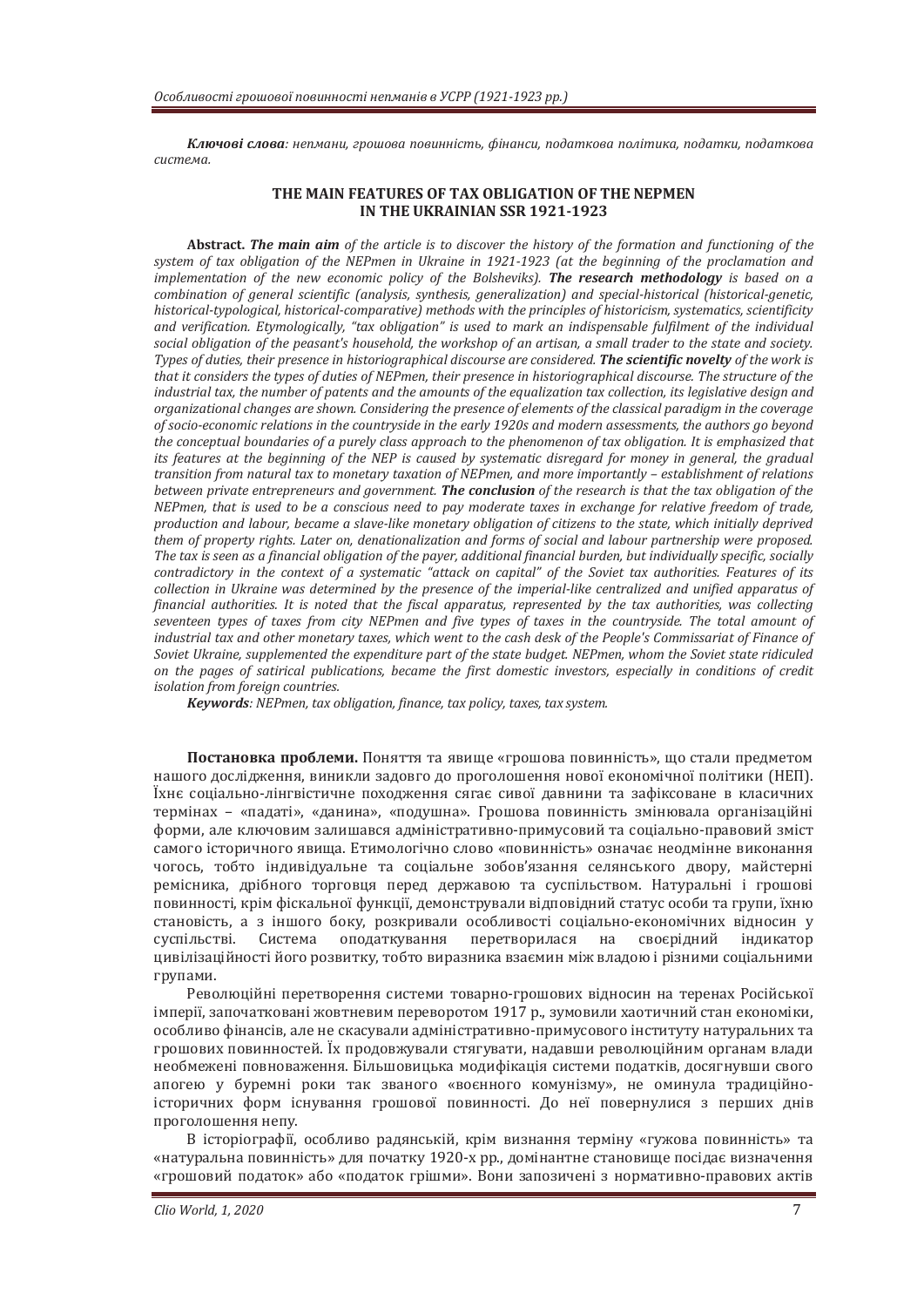*Ключові слова: непмани, грошова повинність, фінанси, податкова політика, податки, податкова система.*

### THE MAIN FEATURES OF TAX OBLIGATION OF THE NEPMEN IN THE UKRAINIAN SSR 1921-1923

**Abstract.** ***The main aim*** *of the article is to discover the history of the formation and functioning of the system of tax obligation of the NEPmen in Ukraine in 1921-1923 (at the beginning of the proclamation and implementation of the new economic policy of the Bolsheviks).* ***The research methodology*** *is based on a combination of general scientific (analysis, synthesis, generalization) and special-historical (historical-genetic, historical-typological, historical-comparative) methods with the principles of historicism, systematics, scientificity and verification. Etymologically, "tax obligation" is used to mark an indispensable fulfilment of the individual social obligation of the peasant's household, the workshop of an artisan, a small trader to the state and society. Types of duties, their presence in historiographical discourse are considered.* ***The scientific novelty*** *of the work is that it considers the types of duties of NEPmen, their presence in historiographical discourse. The structure of the industrial tax, the number of patents and the amounts of the equalization tax collection, its legislative design and organizational changes are shown. Considering the presence of elements of the classical paradigm in the coverage of socio-economic relations in the countryside in the early 1920s and modern assessments, the authors go beyond the conceptual boundaries of a purely class approach to the phenomenon of tax obligation. It is emphasized that its features at the beginning of the NEP is caused by systematic disregard for money in general, the gradual transition from natural tax to monetary taxation of NEPmen, and more importantly – establishment of relations between private entrepreneurs and government.* ***The conclusion*** *of the research is that the tax obligation of the NEPmen, that is used to be a conscious need to pay moderate taxes in exchange for relative freedom of trade, production and labour, became a slave-like monetary obligation of citizens to the state, which initially deprived them of property rights. Later on, denationalization and forms of social and labour partnership were proposed. The tax is seen as a financial obligation of the payer, additional financial burden, but individually specific, socially contradictory in the context of a systematic "attack on capital" of the Soviet tax authorities. Features of its collection in Ukraine was determined by the presence of the imperial-like centralized and unified apparatus of financial authorities. It is noted that the fiscal apparatus, represented by the tax authorities, was collecting seventeen types of taxes from city NEPmen and five types of taxes in the countryside. The total amount of industrial tax and other monetary taxes, which went to the cash desk of the People's Commissariat of Finance of Soviet Ukraine, supplemented the expenditure part of the state budget. NEPmen, whom the Soviet state ridiculed on the pages of satirical publications, became the first domestic investors, especially in conditions of credit isolation from foreign countries.*

***Keywords****: NEPmen, tax obligation, finance, tax policy, taxes, tax system.*

**Постановка проблеми.** Поняття та явище «грошова повинність», що стали предметом нашого дослідження, виникли задовго до проголошення нової економічної політики (НЕП). Їхнє соціально-лінгвістичне походження сягає сивої давнини та зафіксоване в класичних термінах – «падаті», «данина», «подушна». Грошова повинність змінювала організаційні форми, але ключовим залишався адміністративно-примусовий та соціально-правовий зміст самого історичного явища. Етимологічно слово «повинність» означає неодмінне виконання чогось, тобто індивідуальне та соціальне зобов'язання селянського двору, майстерні ремісника, дрібного торговця перед державою та суспільством. Натуральні і грошові повинності, крім фіскальної функції, демонстрували відповідний статус особи та групи, їхню становість, а з іншого боку, розкривали особливості соціально-економічних відносин у суспільстві. Система оподаткування перетворилася на своєрідний індикатор цивілізаційності його розвитку, тобто виразника взаємин між владою і різними соціальними групами.

Революційні перетворення системи товарно-грошових відносин на теренах Російської імперії, започатковані жовтневим переворотом 1917 р., зумовили хаотичний стан економіки, особливо фінансів, але не скасували адміністративно-примусового інституту натуральних та грошових повинностей. Їх продовжували стягувати, надавши революційним органам влади необмежені повноваження. Більшовицька модифікація системи податків, досягнувши свого апогею у буремні роки так званого «воєнного комунізму», не оминула традиційно-історичних форм існування грошової повинності. До неї повернулися з перших днів проголошення непу.

В історіографії, особливо радянській, крім визнання терміну «гужова повинність» та «натуральна повинність» для початку 1920-х рр., домінантне становище посідає визначення «грошовий податок» або «податок грішми». Вони запозичені з нормативно-правових актів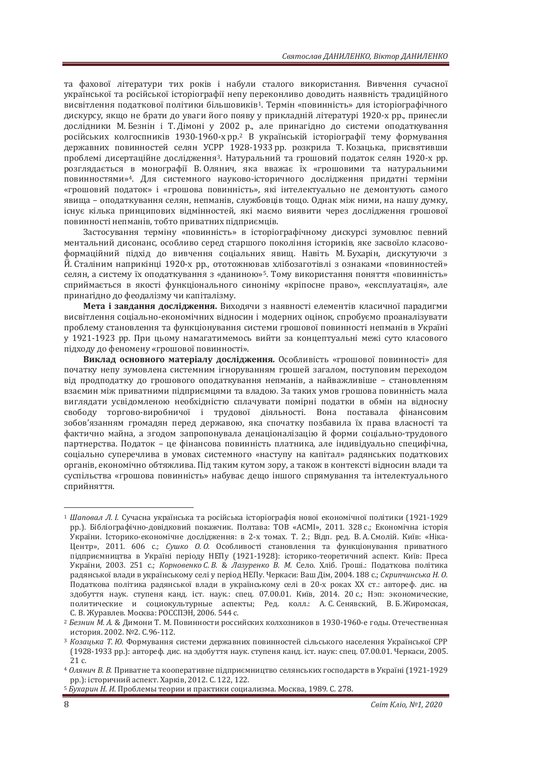та фахової літератури тих років і набули сталого використання. Вивчення сучасної української та російської історіографії непу переконливо доводить наявність традиційного висвітлення податкової політики більшовиків[1]. Термін «повинність» для історіографічного дискурсу, якщо не брати до уваги його появу у прикладній літературі 1920-х рр., принесли дослідники М. Безнін і Т. Дімоні у 2002 р., але принагідно до системи оподаткування російських колгоспників 1930-1960-х рр.[2] В українській історіографії тему формування державних повинностей селян УСРР 1928-1933 рр. розкрила Т. Козацька, присвятивши проблемі дисертаційне дослідження[3]. Натуральний та грошовий податок селян 1920-х рр. розглядається в монографії В. Олянич, яка вважає їх «грошовими та натуральними повинностями»[4]. Для системного науково-історичного дослідження придатні терміни «грошовий податок» і «грошова повинність», які інтелектуально не демонтують самого явища – оподаткування селян, непманів, службовців тощо. Однак між ними, на нашу думку, існує кілька принципових відмінностей, які маємо виявити через дослідження грошової повинності непманів, тобто приватних підприємців.

Застосування терміну «повинність» в історіографічному дискурсі зумовлює певний ментальний дисонанс, особливо серед старшого покоління істориків, яке засвоїло класово-формаційний підхід до вивчення соціальних явищ. Навіть М. Бухарін, дискутуючи з Й. Сталіним наприкінці 1920-х рр., ототожнював хлібозаготівлі з ознаками «повинностей» селян, а систему їх оподаткування з «даниною»[5]. Тому використання поняття «повинність» сприймається в якості функціонального синоніму «кріпосне право», «експлуатація», але принагідно до феодалізму чи капіталізму.

**Мета і завдання дослідження.** Виходячи з наявності елементів класичної парадигми висвітлення соціально-економічних відносин і модерних оцінок, спробуємо проаналізувати проблему становлення та функціонування системи грошової повинності непманів в Україні у 1921-1923 рр. При цьому намагатимемось вийти за концептуальні межі суто класового підходу до феномену «грошової повинності».

**Виклад основного матеріалу дослідження.** Особливість «грошової повинності» для початку непу зумовлена системним ігноруванням грошей загалом, поступовим переходом від продподатку до грошового оподаткування непманів, а найважливіше – становленням взаємин між приватними підприємцями та владою. За таких умов грошова повинність мала вигляд усвідомленої необхідністю сплачувати помірні податки в обмін на відносну свободу торгово-виробничої і трудової діяльності. Вона поставала фінансовим зобов'язанням громадян перед державою, яка спочатку позбавила їх права власності та фактично майна, а згодом запропонувала денаціоналізацію й форми соціально-трудового партнерства. Податок – це фінансова повинність платника, але індивідуально специфічна, соціально суперечлива в умовах системного «наступу на капітал» радянських податкових органів, економічно обтяжлива. Під таким кутом зору, а також в контексті відносин влади та суспільства «грошова повинність» набуває дещо іншого спрямування та інтелектуального сприйняття.

---

[1] *Шаповал Л. І.* Сучасна українська та російська історіографія нової економічної політики (1921-1929 рр.). Бібліографічно-довідковий покажчик. Полтава: ТОВ «АСМІ», 2011. 328 с.; Економічна історія України. Історико-економічне дослідження: в 2-х томах. Т. 2.; Відп. ред. В. А. Смолій. Київ: «Ніка-Центр», 2011. 606 с.; *Сушко О. О.* Особливості становлення та функціонування приватного підприємництва в Україні періоду НЕПу (1921-1928): історико-теоретичний аспект. Київ: Преса України, 2003. 251 с.; *Корновенко С. В.* & *Лазуренко В. М.* Село. Хліб. Гроші.: Податкова політика радянської влади в українському селі у період НЕПу. Черкаси: Ваш Дім, 2004. 188 с.; *Скрипчинська Н. О.* Податкова політика радянської влади в українському селі в 20-х роках XX ст.: автореф. дис. на здобуття наук. ступеня канд. іст. наук.: спец. 07.00.01. Київ, 2014. 20 с.; Нэп: экономические, политические и социокультурные аспекты; Ред. колл.: А. С. Сенявский, В. Б. Жиромская, С. В. Журавлев. Москва: РОССПЭН, 2006. 544 с.

[2] *Безнин М. А.* & Димони Т. М. Повинности российских колхозников в 1930-1960-е годы. Отечественная история. 2002. №2. С.96-112.

[3] *Козацька Т. Ю.* Формування системи державних повинностей сільського населення Української СРР (1928-1933 рр.): автореф. дис. на здобуття наук. ступеня канд. іст. наук: спец. 07.00.01. Черкаси, 2005. 21 с.

[4] *Олянич В. В.* Приватне та кооперативне підприємництво селянських господарств в Україні (1921-1929 рр.): історичний аспект. Харків, 2012. С. 122, 122.

[5] *Бухарин Н. И.* Проблемы теории и практики социализма. Москва, 1989. С. 278.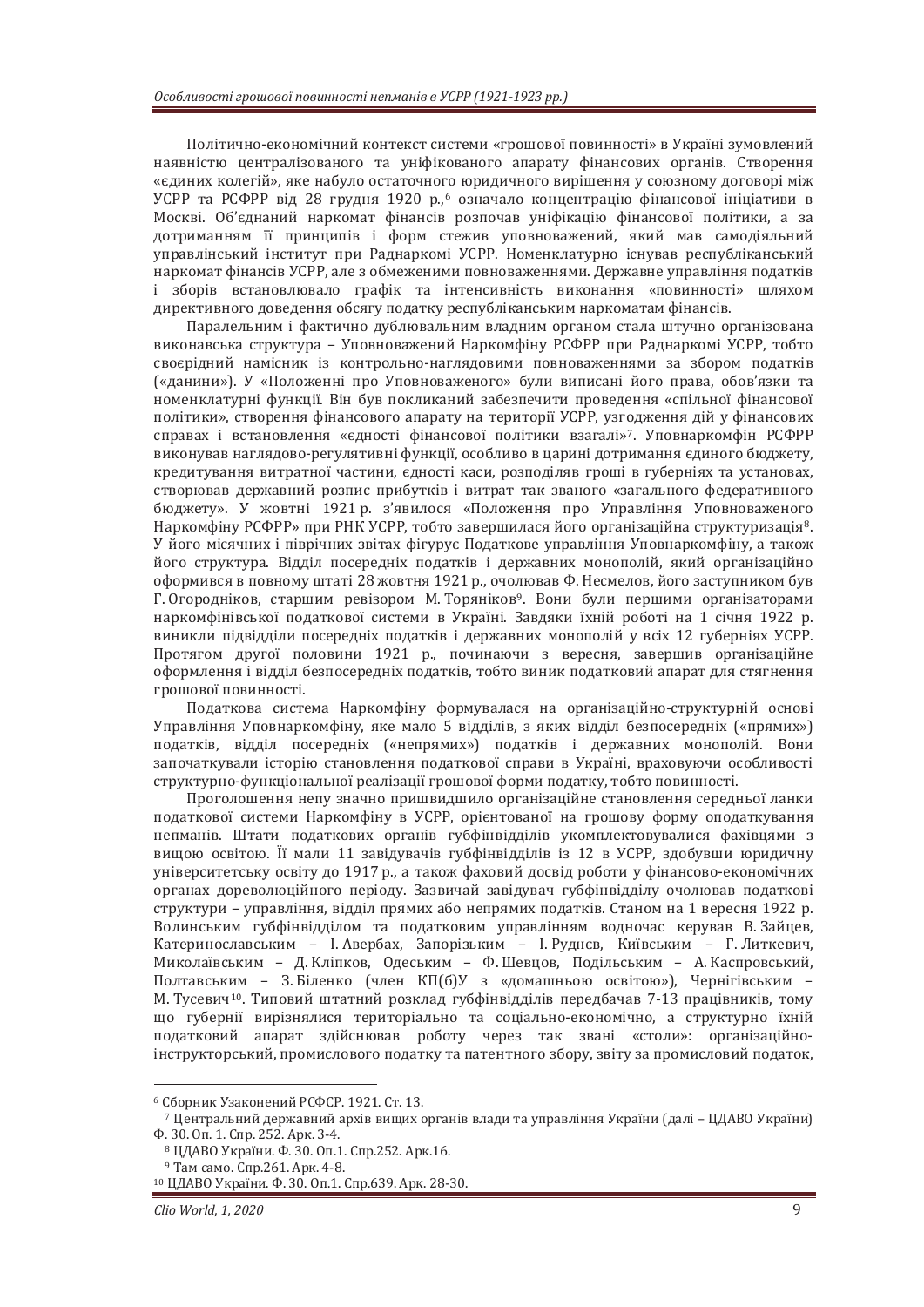Політично-економічний контекст системи «грошової повинності» в Україні зумовлений наявністю централізованого та уніфікованого апарату фінансових органів. Створення «єдиних колегій», яке набуло остаточного юридичного вирішення у союзному договорі між УСРР та РСФРР від 28 грудня 1920 р.,[6] означало концентрацію фінансової ініціативи в Москві. Об'єднаний наркомат фінансів розпочав уніфікацію фінансової політики, а за дотриманням її принципів і форм стежив уповноважений, який мав самодіяльний управлінський інститут при Раднаркомі УСРР. Номенклатурно існував республіканський наркомат фінансів УСРР, але з обмеженими повноваженнями. Державне управління податків і зборів встановлювало графік та інтенсивність виконання «повинності» шляхом директивного доведення обсягу податку республіканським наркоматам фінансів.

Паралельним і фактично дублювальним владним органом стала штучно організована виконавська структура – Уповноважений Наркомфіну РСФРР при Раднаркомі УСРР, тобто своєрідний намісник із контрольно-наглядовими повноваженнями за збором податків («данини»). У «Положенні про Уповноваженого» були виписані його права, обов'язки та номенклатурні функції. Він був покликаний забезпечити проведення «спільної фінансової політики», створення фінансового апарату на території УСРР, узгодження дій у фінансових справах і встановлення «єдності фінансової політики взагалі»[7]. Уповнаркомфін РСФРР виконував наглядово-регулятивні функції, особливо в царині дотримання єдиного бюджету, кредитування витратної частини, єдності каси, розподіляв гроші в губерніях та установах, створював державний розпис прибутків і витрат так званого «загального федеративного бюджету». У жовтні 1921 р. з'явилося «Положення про Управління Уповноваженого Наркомфіну РСФРР» при РНК УСРР, тобто завершилася його організаційна структуризація[8]. У його місячних і піврічних звітах фігурує Податкове управління Уповнаркомфіну, а також його структура. Відділ посередніх податків і державних монополій, який організаційно оформився в повному штаті 28 жовтня 1921 р., очолював Ф. Несмелов, його заступником був Г. Огородніков, старшим ревізором М. Торяніков[9]. Вони були першими організаторами наркомфінівської податкової системи в Україні. Завдяки їхній роботі на 1 січня 1922 р. виникли підвідділи посередніх податків і державних монополій у всіх 12 губерніях УСРР. Протягом другої половини 1921 р., починаючи з вересня, завершив організаційне оформлення і відділ безпосередніх податків, тобто виник податковий апарат для стягнення грошової повинності.

Податкова система Наркомфіну формувалася на організаційно-структурній основі Управління Уповнаркомфіну, яке мало 5 відділів, з яких відділ безпосередніх («прямих») податків, відділ посередніх («непрямих») податків і державних монополій. Вони започаткували історію становлення податкової справи в Україні, враховуючи особливості структурно-функціональної реалізації грошової форми податку, тобто повинності.

Проголошення непу значно пришвидшило організаційне становлення середньої ланки податкової системи Наркомфіну в УСРР, орієнтованої на грошову форму оподаткування непманів. Штати податкових органів губфінвідділів укомплектовувалися фахівцями з вищою освітою. Її мали 11 завідувачів губфінвідділів із 12 в УСРР, здобувши юридичну університетську освіту до 1917 р., а також фаховий досвід роботи у фінансово-економічних органах дореволюційного періоду. Зазвичай завідувач губфінвідділу очолював податкові структури – управління, відділ прямих або непрямих податків. Станом на 1 вересня 1922 р. Волинським губфінвідділом та податковим управлінням водночас керував В. Зайцев, Катеринославським – І. Авербах, Запорізьким – І. Руднєв, Київським – Г. Литкевич, Миколаївським – Д. Кліпков, Одеським – Ф. Шевцов, Подільським – А. Каспровський, Полтавським – З. Біленко (член КП(б)У з «домашньою освітою»), Чернігівським – М. Тусевич[10]. Типовий штатний розклад губфінвідділів передбачав 7-13 працівників, тому що губернії вирізнялися територіально та соціально-економічно, а структурно їхній податковий апарат здійснював роботу через так звані «столи»: організаційно-інструкторський, промислового податку та патентного збору, звіту за промисловий податок,

---

[6] Сборник Узаконений РСФСР. 1921. Ст. 13.

[7] Центральний державний архів вищих органів влади та управління України (далі – ЦДАВО України) Ф. 30. Оп. 1. Спр. 252. Арк. 3-4.

[8] ЦДАВО України. Ф. 30. Оп.1. Спр.252. Арк.16.

[9] Там само. Спр.261. Арк. 4-8.

[10] ЦДАВО України. Ф. 30. Оп.1. Спр.639. Арк. 28-30.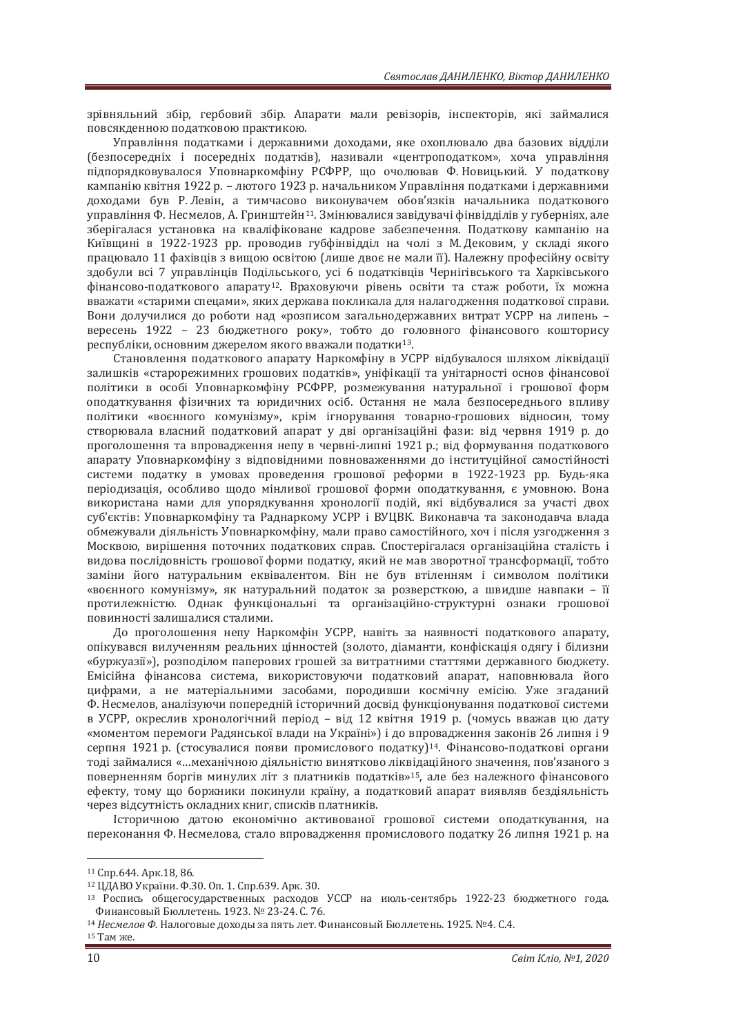зрівняльний збір, гербовий збір. Апарати мали ревізорів, інспекторів, які займалися повсякденною податковою практикою.

Управління податками і державними доходами, яке охоплювало два базових відділи (безпосередніх і посередніх податків), називали «центроподатком», хоча управління підпорядковувалося Уповнаркомфіну РСФРР, що очолював Ф. Новицький. У податкову кампанію квітня 1922 р. – лютого 1923 р. начальником Управління податками і державними доходами був Р. Левін, а тимчасово виконувачем обов'язків начальника податкового управління Ф. Несмелов, А. Гринштейн[11]. Змінювалися завідувачі фінвідділів у губерніях, але зберігалася установка на кваліфіковане кадрове забезпечення. Податкову кампанію на Київщині в 1922-1923 рр. проводив губфінвідділ на чолі з М. Дековим, у складі якого працювало 11 фахівців з вищою освітою (лише двоє не мали її). Належну професійну освіту здобули всі 7 управлінців Подільського, усі 6 податківців Чернігівського та Харківського фінансово-податкового апарату[12]. Враховуючи рівень освіти та стаж роботи, їх можна вважати «старими спецами», яких держава покликала для налагодження податкової справи. Вони долучилися до роботи над «розписом загальнодержавних витрат УСРР на липень – вересень 1922 – 23 бюджетного року», тобто до головного фінансового кошторису республіки, основним джерелом якого вважали податки[13].

Становлення податкового апарату Наркомфіну в УСРР відбувалося шляхом ліквідації залишків «старорежимних грошових податків», уніфікації та унітарності основ фінансової політики в особі Уповнаркомфіну РСФРР, розмежування натуральної і грошової форм оподаткування фізичних та юридичних осіб. Остання не мала безпосереднього впливу політики «воєнного комунізму», крім ігнорування товарно-грошових відносин, тому створювала власний податковий апарат у дві організаційні фази: від червня 1919 р. до проголошення та впровадження непу в червні-липні 1921 р.; від формування податкового апарату Уповнаркомфіну з відповідними повноваженнями до інституційної самостійності системи податку в умовах проведення грошової реформи в 1922-1923 рр. Будь-яка періодизація, особливо щодо мінливої грошової форми оподаткування, є умовною. Вона використана нами для упорядкування хронології подій, які відбувалися за участі двох суб'єктів: Уповнаркомфіну та Раднаркому УСРР і ВУЦВК. Виконавча та законодавча влада обмежували діяльність Уповнаркомфіну, мали право самостійного, хоч і після узгодження з Москвою, вирішення поточних податкових справ. Спостерігалася організаційна сталість і видова послідовність грошової форми податку, який не мав зворотної трансформації, тобто заміни його натуральним еквівалентом. Він не був втіленням і символом політики «воєнного комунізму», як натуральний податок за розверсткою, а швидше навпаки – її протилежністю. Однак функціональні та організаційно-структурні ознаки грошової повинності залишалися сталими.

До проголошення непу Наркомфін УСРР, навіть за наявності податкового апарату, опікувався вилученням реальних цінностей (золото, діаманти, конфіскація одягу і білизни «буржуазії»), розподілом паперових грошей за витратними статтями державного бюджету. Емісійна фінансова система, використовуючи податковий апарат, наповнювала його цифрами, а не матеріальними засобами, породивши космічну емісію. Уже згаданий Ф. Несмелов, аналізуючи попередній історичний досвід функціонування податкової системи в УСРР, окреслив хронологічний період – від 12 квітня 1919 р. (чомусь вважав цю дату «моментом перемоги Радянської влади на Україні») і до впровадження законів 26 липня і 9 серпня 1921 р. (стосувалися появи промислового податку)[14]. Фінансово-податкові органи тоді займалися «…механічною діяльністю винятково ліквідаційного значення, пов'язаного з поверненням боргів минулих літ з платників податків»[15], але без належного фінансового ефекту, тому що боржники покинули країну, а податковий апарат виявляв бездіяльність через відсутність окладних книг, списків платників.

Історичною датою економічно активованої грошової системи оподаткування, на переконання Ф. Несмелова, стало впровадження промислового податку 26 липня 1921 р. на

---

[11] Спр.644. Арк.18, 86.

[12] ЦДАВО України. Ф.30. Оп. 1. Спр.639. Арк. 30.

[13] Роспись общегосударственных расходов УССР на июль-сентябрь 1922-23 бюджетного года. Финансовый Бюллетень. 1923. № 23-24. С. 76.

[14] *Несмелов Ф.* Налоговые доходы за пять лет. Финансовый Бюллетень. 1925. №4. С.4.

[15] Там же.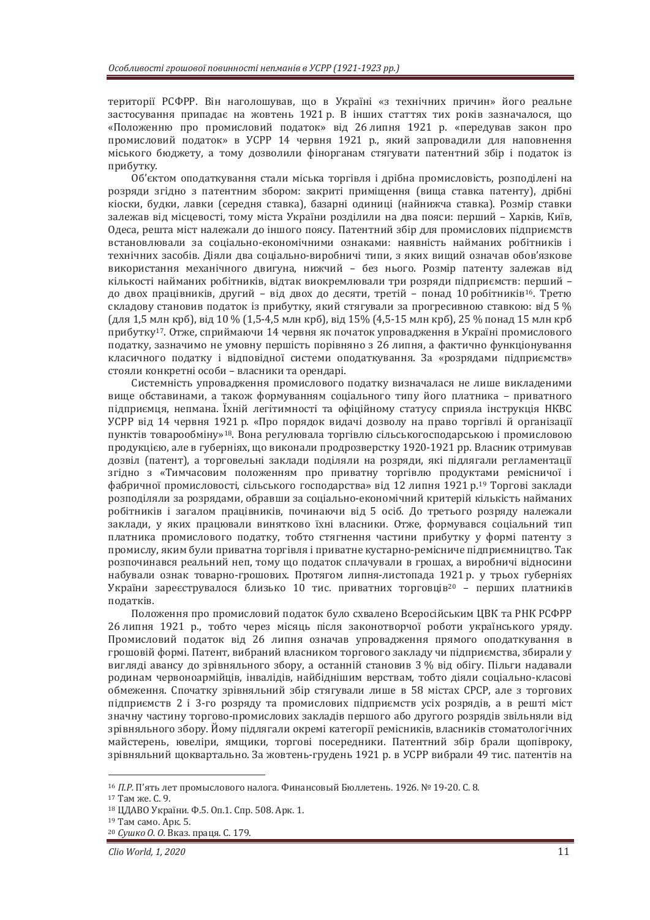території РСФРР. Він наголошував, що в Україні «з технічних причин» його реальне застосування припадає на жовтень 1921 р. В інших статтях тих років зазначалося, що «Положенню про промисловий податок» від 26 липня 1921 р. «передував закон про промисловий податок» в УСРР 14 червня 1921 р., який запровадили для наповнення міського бюджету, а тому дозволили фінорганам стягувати патентний збір і податок із прибутку.

Об'єктом оподаткування стали міська торгівля і дрібна промисловість, розподілені на розряди згідно з патентним збором: закриті приміщення (вища ставка патенту), дрібні кіоски, будки, лавки (середня ставка), базарні одиниці (найнижча ставка). Розмір ставки залежав від місцевості, тому міста України розділили на два пояси: перший – Харків, Київ, Одеса, решта міст належали до іншого поясу. Патентний збір для промислових підприємств встановлювали за соціально-економічними ознаками: наявність найманих робітників і технічних засобів. Діяли два соціально-виробничі типи, з яких вищий означав обов'язкове використання механічного двигуна, нижчий – без нього. Розмір патенту залежав від кількості найманих робітників, відтак виокремлювали три розряди підприємств: перший – до двох працівників, другий – від двох до десяти, третій – понад 10 робітників[16]. Третю складову становив податок із прибутку, який стягували за прогресивною ставкою: від 5 % (для 1,5 млн крб), від 10 % (1,5-4,5 млн крб), від 15% (4,5-15 млн крб), 25 % понад 15 млн крб прибутку[17]. Отже, сприймаючи 14 червня як початок упровадження в Україні промислового податку, зазначимо не умовну першість порівняно з 26 липня, а фактично функціонування класичного податку і відповідної системи оподаткування. За «розрядами підприємств» стояли конкретні особи – власники та орендарі.

Системність упровадження промислового податку визначалася не лише викладеними вище обставинами, а також формуванням соціального типу його платника – приватного підприємця, непмана. Їхній легітимності та офіційному статусу сприяла інструкція НКВС УСРР від 14 червня 1921 р. «Про порядок видачі дозволу на право торгівлі й організації пунктів товарообміну»[18]. Вона регулювала торгівлю сільськогосподарською і промисловою продукцією, але в губерніях, що виконали продрозверстку 1920-1921 рр. Власник отримував дозвіл (патент), а торговельні заклади поділяли на розряди, які підлягали регламентації згідно з «Тимчасовим положенням про приватну торгівлю продуктами ремісничої і фабричної промисловості, сільського господарства» від 12 липня 1921 р.[19] Торгові заклади розподіляли за розрядами, обравши за соціально-економічний критерій кількість найманих робітників і загалом працівників, починаючи від 5 осіб. До третього розряду належали заклади, у яких працювали винятково їхні власники. Отже, формувався соціальний тип платника промислового податку, тобто стягнення частини прибутку у формі патенту з промислу, яким були приватна торгівля і приватне кустарно-ремісниче підприємництво. Так розпочинався реальний неп, тому що податок сплачували в грошах, а виробничі відносини набували ознак товарно-грошових. Протягом липня-листопада 1921 р. у трьох губерніях України зареєструвалося близько 10 тис. приватних торговців[20] – перших платників податків.

Положення про промисловий податок було схвалено Всеросійським ЦВК та РНК РСФРР 26 липня 1921 р., тобто через місяць після законотворчої роботи українського уряду. Промисловий податок від 26 липня означав упровадження прямого оподаткування в грошовій формі. Патент, вибраний власником торгового закладу чи підприємства, збирали у вигляді авансу до зрівняльного збору, а останній становив 3 % від обігу. Пільги надавали родинам червоноармійців, інвалідів, найбіднішим верствам, тобто діяли соціально-класові обмеження. Спочатку зрівняльний збір стягували лише в 58 містах СРСР, але з торгових підприємств 2 і 3-го розряду та промислових підприємств усіх розрядів, а в решті міст значну частину торгово-промислових закладів першого або другого розрядів звільняли від зрівняльного збору. Йому підлягали окремі категорії ремісників, власників стоматологічних майстерень, ювеліри, ямщики, торгові посередники. Патентний збір брали щопівроку, зрівняльний щоквартально. За жовтень-грудень 1921 р. в УСРР вибрали 49 тис. патентів на

---

[16] *П.Р.* П'ять лет промыслового налога. Финансовый Бюллетень. 1926. № 19-20. С. 8.

[17] Там же. С. 9.

[18] ЦДАВО України. Ф.5. Оп.1. Спр. 508. Арк. 1.

[19] Там само. Арк. 5.

[20] *Сушко О. О.* Вказ. праця. С. 179.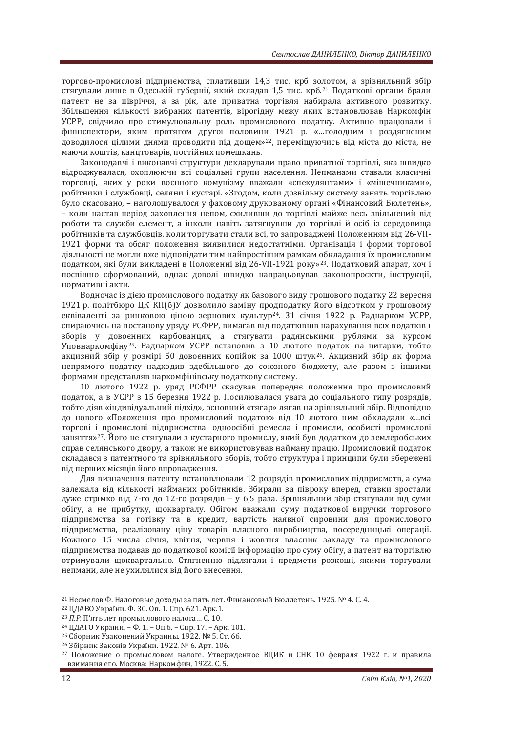торгово-промислові підприємства, сплативши 14,3 тис. крб золотом, а зрівняльний збір стягували лише в Одеській губернії, який складав 1,5 тис. крб.[21] Податкові органи брали патент не за півріччя, а за рік, але приватна торгівля набирала активного розвитку. Збільшення кількості вибраних патентів, вірогідну межу яких встановлював Наркомфін УСРР, свідчило про стимулювальну роль промислового податку. Активно працювали і фінінспектори, яким протягом другої половини 1921 р. «…голодним і роздягненим доводилося цілими днями проводити під дощем»[22], переміщуючись від міста до міста, не маючи коштів, канцтоварів, постійних помешкань.

Законодавчі і виконавчі структури декларували право приватної торгівлі, яка швидко відроджувалася, охоплюючи всі соціальні групи населення. Непманами ставали класичні торговці, яких у роки воєнного комунізму вважали «спекулянтами» і «мішечниками», робітники і службовці, селяни і кустарі. «Згодом, коли дозвільну систему занять торгівлею було скасовано, – наголошувалося у фаховому друкованому органі «Фінансовий Бюлетень», – коли настав період захоплення непом, схиливши до торгівлі майже весь звільнений від роботи та служби елемент, а інколи навіть затягнувши до торгівлі й осіб із середовища робітників та службовців, коли торгувати стали всі, то запроваджені Положенням від 26-VII-1921 форми та обсяг положення виявилися недостатніми. Організація і форми торгової діяльності не могли вже відповідати тим найпростішим рамкам обкладання їх промисловим податком, які були викладені в Положенні від 26-VII-1921 року»[23]. Податковий апарат, хоч і поспішно сформований, однак доволі швидко напрацьовував законопроєкти, інструкції, нормативні акти.

Водночас із дією промислового податку як базового виду грошового податку 22 вересня 1921 р. політбюро ЦК КП(б)У дозволило заміну продподатку його відсотком у грошовому еквіваленті за ринковою ціною зернових культур[24]. 31 січня 1922 р. Раднарком УСРР, спираючись на постанову уряду РСФРР, вимагав від податківців нарахування всіх податків і зборів у довоєнних карбованцях, а стягувати радянськими рублями за курсом Уповнаркомфіну[25]. Раднарком УСРР встановив з 10 лютого податок на цигарки, тобто акцизний збір у розмірі 50 довоєнних копійок за 1000 штук[26]. Акцизний збір як форма непрямого податку надходив здебільшого до союзного бюджету, але разом з іншими формами представляв наркомфінівську податкову систему.

10 лютого 1922 р. уряд РСФРР скасував попереднє положення про промисловий податок, а в УСРР з 15 березня 1922 р. Посилювалася увага до соціального типу розрядів, тобто діяв «індивідуальний підхід», основний «тягар» лягав на зрівняльний збір. Відповідно до нового «Положення про промисловий податок» від 10 лютого ним обкладали «…всі торгові і промислові підприємства, одноосібні ремесла і промисли, особисті промислові заняття»[27]. Його не стягували з кустарного промислу, який був додатком до землеробських справ селянського двору, а також не використовував найману працю. Промисловий податок складався з патентного та зрівняльного зборів, тобто структура і принципи були збережені від перших місяців його впровадження.

Для визначення патенту встановлювали 12 розрядів промислових підприємств, а сума залежала від кількості найманих робітників. Збирали за півроку вперед, ставки зростали дуже стрімко від 7-го до 12-го розрядів – у 6,5 раза. Зрівняльний збір стягували від суми обігу, а не прибутку, щокварталу. Обігом вважали суму податкової виручки торгового підприємства за готівку та в кредит, вартість наявної сировини для промислового підприємства, реалізовану ціну товарів власного виробництва, посередницькі операції. Кожного 15 числа січня, квітня, червня і жовтня власник закладу та промислового підприємства подавав до податкової комісії інформацію про суму обігу, а патент на торгівлю отримували щокварталльно. Стягненню підлягали і предмети розкоші, якими торгували непмани, але не ухилялися від його внесення.

---

[21] Несмелов Ф. Налоговые доходы за пять лет. Финансовый Бюллетень. 1925. № 4. С. 4.

[22] ЦДАВО України. Ф. 30. Оп. 1. Спр. 621. Арк.1.

[23] *П.Р.* П'ять лет промыслового налога… С. 10.

[24] ЦДАГО України. – Ф. 1. – Оп.6. – Спр. 17. – Арк. 101.

[25] Сборник Узаконений Украины. 1922. № 5. Ст. 66.

[26] Збірник Законів України. 1922. № 6. Арт. 106.

[27] Положение о промысловом налоге. Утвержденное ВЦИК и СНК 10 февраля 1922 г. и правила взимания его. Москва: Наркомфин, 1922. С. 5.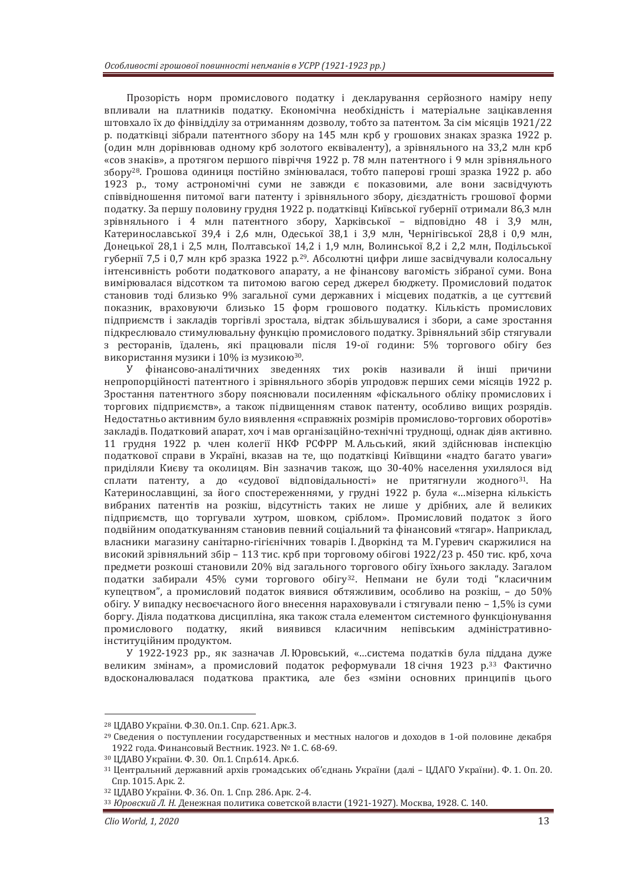Прозорість норм промислового податку і декларування серйозного наміру непу впливали на платників податку. Економічна необхідність і матеріальне зацікавлення штовхало їх до фінвідділу за отриманням дозволу, тобто за патентом. За сім місяців 1921/22 р. податківці зібрали патентного збору на 145 млн крб у грошових знаках зразка 1922 р. (один млн дорівнював одному крб золотого еквіваленту), а зрівняльного на 33,2 млн крб «сов знаків», а протягом першого півріччя 1922 р. 78 млн патентного і 9 млн зрівняльного збору[28]. Грошова одиниця постійно змінювалася, тобто паперові гроші зразка 1922 р. або 1923 р., тому астрономічні суми не завжди є показовими, але вони засвідчують співвідношення питомої ваги патенту і зрівняльного збору, дієздатність грошової форми податку. За першу половину грудня 1922 р. податківці Київської губернії отримали 86,3 млн зрівняльного і 4 млн патентного збору, Харківської – відповідно 48 і 3,9 млн, Катеринославської 39,4 і 2,6 млн, Одеської 38,1 і 3,9 млн, Чернігівської 28,8 і 0,9 млн, Донецької 28,1 і 2,5 млн, Полтавської 14,2 і 1,9 млн, Волинської 8,2 і 2,2 млн, Подільської губернії 7,5 і 0,7 млн крб зразка 1922 р.[29]. Абсолютні цифри лише засвідчували колосальну інтенсивність роботи податкового апарату, а не фінансову вагомість зібраної суми. Вона вимірювалася відсотком та питомою вагою серед джерел бюджету. Промисловий податок становив тоді близько 9% загальної суми державних і місцевих податків, а це суттєвий показник, враховуючи близько 15 форм грошового податку. Кількість промислових підприємств і закладів торгівлі зростала, відтак збільшувалися і збори, а саме зростання підкреслювало стимулювальну функцію промислового податку. Зрівняльний збір стягували з ресторанів, їдалень, які працювали після 19-ої години: 5% торгового обігу без використання музики і 10% із музикою[30].

У фінансово-аналітичних зведеннях тих років називали й інші причини непропорційності патентного і зрівняльного зборів упродовж перших семи місяців 1922 р. Зростання патентного збору пояснювали посиленням «фіскального обліку промислових і торгових підприємств», а також підвищенням ставок патенту, особливо вищих розрядів. Недостатньо активним було виявлення «справжніх розмірів промислово-торгових оборотів» закладів. Податковий апарат, хоч і мав організаційно-технічні труднощі, однак діяв активно. 11 грудня 1922 р. член колегії НКФ РСФРР М. Альський, який здійснював інспекцію податкової справи в Україні, вказав на те, що податківці Київщини «надто багато уваги» приділяли Києву та околицям. Він зазначив також, що 30-40% населення ухилялося від сплати патенту, а до «судової відповідальності» не притягнули жодного[31]. На Катеринославщині, за його спостереженнями, у грудні 1922 р. була «…мізерна кількість вибраних патентів на розкіш, відсутність таких не лише у дрібних, але й великих підприємств, що торгували хутром, шовком, сріблом». Промисловий податок з його подвійним оподаткуванням становив певний соціальний та фінансовий «тягар». Наприклад, власники магазину санітарно-гігієнічних товарів І. Дворкінд та М. Гуревич скаржилися на високий зрівняльний збір – 113 тис. крб при торговому обігові 1922/23 р. 450 тис. крб, хоча предмети розкоші становили 20% від загального торгового обігу їхнього закладу. Загалом податки забирали 45% суми торгового обігу[32]. Непмани не були тоді "класичним купецтвом", а промисловий податок виявися обтяжливим, особливо на розкіш, – до 50% обігу. У випадку несвоєчасного його внесення нараховували і стягували пеню – 1,5% із суми боргу. Діяла податкова дисципліна, яка також стала елементом системного функціонування промислового податку, який виявився класичним непівським адміністративно-інституційним продуктом.

У 1922-1923 рр., як зазначав Л. Юровський, «…система податків була піддана дуже великим змінам», а промисловий податок реформували 18 січня 1923 р.[33] Фактично вдосконалювалася податкова практика, але без «зміни основних принципів цього

---

[28] ЦДАВО України. Ф.30. Оп.1. Спр. 621. Арк.3.

[29] Сведения о поступлении государственных и местных налогов и доходов в 1-ой половине декабря 1922 года. Финансовый Вестник. 1923. № 1. С. 68-69.

[30] ЦДАВО України. Ф. 30. Оп.1. Спр.614. Арк.6.

[31] Центральний державний архів громадських об'єднань України (далі – ЦДАГО України). Ф. 1. Оп. 20. Спр. 1015. Арк. 2.

[32] ЦДАВО України. Ф. 36. Оп. 1. Спр. 286. Арк. 2-4.

[33] *Юровский Л. Н.* Денежная политика советской власти (1921-1927). Москва, 1928. С. 140.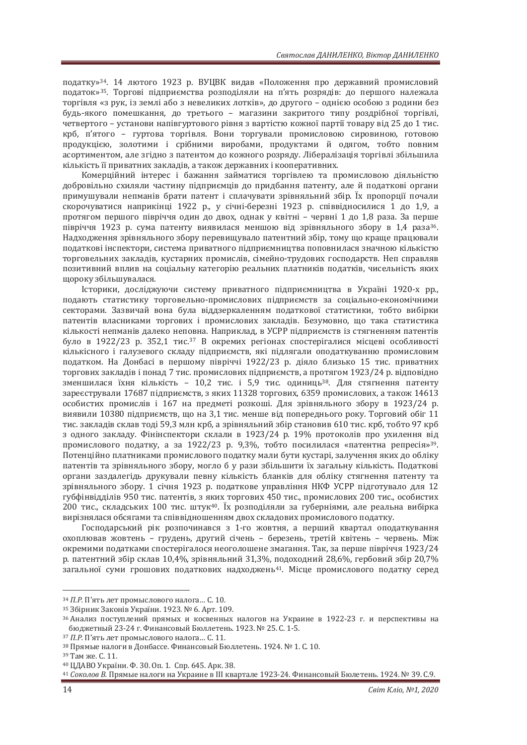податку»[34]. 14 лютого 1923 р. ВУЦВК видав «Положення про державний промисловий податок»[35]. Торгові підприємства розподіляли на п'ять розрядів: до першого належала торгівля «з рук, із землі або з невеликих лотків», до другого – однією особою з родини без будь-якого помешкання, до третього – магазини закритого типу роздрібної торгівлі, четвертого – установи напівгуртового рівня з вартістю кожної партії товару від 25 до 1 тис. крб, п'ятого – гуртова торгівля. Вони торгували промисловою сировиною, готовою продукцією, золотими і срібними виробами, продуктами й одягом, тобто повним асортиментом, але згідно з патентом до кожного розряду. Лібералізація торгівлі збільшила кількість її приватних закладів, а також державних і кооперативних.

Комерційний інтерес і бажання займатися торгівлею та промисловою діяльністю добровільно схиляли частину підприємців до придбання патенту, але й податкові органи примушували непманів брати патент і сплачувати зрівняльний збір. Їх пропорції почали скорочуватися наприкінці 1922 р., у січні-березні 1923 р. співвідносилися 1 до 1,9, а протягом першого півріччя один до двох, однак у квітні – червні 1 до 1,8 раза. За перше півріччя 1923 р. сума патенту виявилася меншою від зрівняльного збору в 1,4 раза[36]. Надходження зрівняльного збору перевищувало патентний збір, тому що краще працювали податкові інспектори, система приватного підприємництва поповнилася значною кількістю торговельних закладів, кустарних промислів, сімейно-трудових господарств. Неп справляв позитивний вплив на соціальну категорію реальних платників податків, чисельність яких щороку збільшувалася.

Історики, досліджуючи систему приватного підприємництва в Україні 1920-х рр., подають статистику торговельно-промислових підприємств за соціально-економічними секторами. Зазвичай вона була віддзеркаленням податкової статистики, тобто вибірки патентів власниками торгових і промислових закладів. Безумовно, що така статистика кількості непманів далеко неповна. Наприклад, в УСРР підприємств із стягненням патентів було в 1922/23 р. 352,1 тис.[37] В окремих регіонах спостерігалися місцеві особливості кількісного і галузевого складу підприємств, які підлягали оподаткуванню промисловим податком. На Донбасі в першому півріччі 1922/23 р. діяло близько 15 тис. приватних торгових закладів і понад 7 тис. промислових підприємств, а протягом 1923/24 р. відповідно зменшилася їхня кількість – 10,2 тис. і 5,9 тис. одиниць[38]. Для стягнення патенту зареєстрували 17687 підприємств, з яких 11328 торгових, 6359 промислових, а також 14613 особистих промислів і 167 на предметі розкоші. Для зрівняльного збору в 1923/24 р. виявили 10380 підприємств, що на 3,1 тис. менше від попереднього року. Торговий обіг 11 тис. закладів склав тоді 59,3 млн крб, а зрівняльний збір становив 610 тис. крб, тобто 97 крб з одного закладу. Фінінспектори склали в 1923/24 р. 19% протоколів про ухилення від промислового податку, а за 1922/23 р. 9,3%, тобто посилилася «патентна репресія»[39]. Потенційно платниками промислового податку мали бути кустарі, залучення яких до обліку патентів та зрівняльного збору, могло б у рази збільшити їх загальну кількість. Податкові органи заздалегідь друкували певну кількість бланків для обліку стягнення патенту та зрівняльного збору. 1 січня 1923 р. податкове управління НКФ УСРР підготувало для 12 губфінвідділів 950 тис. патентів, з яких торгових 450 тис., промислових 200 тис., особистих 200 тис., складських 100 тис. штук[40]. Їх розподіляли за губерніями, але реальна вибірка вирізнялася обсягами та співвідношенням двох складових промислового податку.

Господарський рік розпочинався з 1-го жовтня, а перший квартал оподаткування охоплював жовтень – грудень, другий січень – березень, третій квітень – червень. Між окремими податками спостерігалося неоголошене змагання. Так, за перше півріччя 1923/24 р. патентний збір склав 10,4%, зрівняльний 31,3%, подоходний 28,6%, гербовий збір 20,7% загальної суми грошових податкових надходжень[41]. Місце промислового податку серед

---

[34] *П.Р.* П'ять лет промыслового налога… С. 10.

[35] Збірник Законів України. 1923. № 6. Арт. 109.

[36] Анализ поступлений прямых и косвенных налогов на Украине в 1922-23 г. и перспективы на бюджетный 23-24 г. Финансовый Бюллетень. 1923. № 25. С. 1-5.

[37] *П.Р.* П'ять лет промыслового налога… С. 11.

[38] Прямые налоги в Донбассе. Финансовый Бюллетень. 1924. № 1. С. 10.

[39] Там же. С. 11.

[40] ЦДАВО України. Ф. 30. Оп. 1. Спр. 645. Арк. 38.

[41] *Соколов В.* Прямые налоги на Украине в III квартале 1923-24. Финансовый Бюлетень. 1924. № 39. С.9.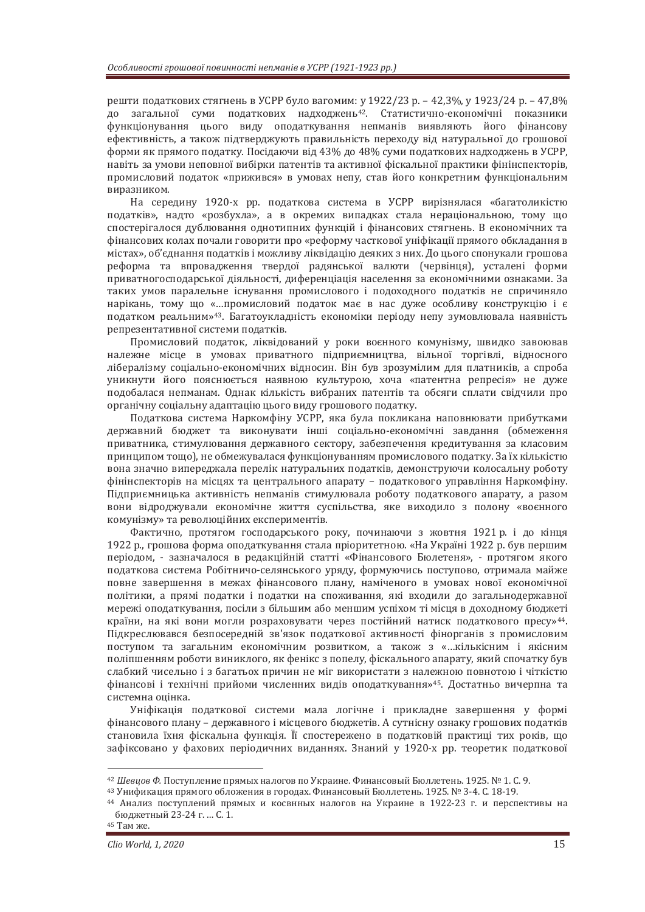решти податкових стягнень в УСРР було вагомим: у 1922/23 р. – 42,3%, у 1923/24 р. – 47,8% до загальної суми податкових надходжень[42]. Статистично-економічні показники функціонування цього виду оподаткування непманів виявляють його фінансову ефективність, а також підтверджують правильність переходу від натуральної до грошової форми як прямого податку. Посідаючи від 43% до 48% суми податкових надходжень в УСРР, навіть за умови неповної вибірки патентів та активної фіскальної практики фінінспекторів, промисловий податок «прижився» в умовах непу, став його конкретним функціональним виразником.

На середину 1920-х рр. податкова система в УСРР вирізнялася «багатоликістю податків», надто «розбухла», а в окремих випадках стала нераціональною, тому що спостерігалося дублювання однотипних функцій і фінансових стягнень. В економічних та фінансових колах почали говорити про «реформу часткової уніфікації прямого обкладання в містах», об'єднання податків і можливу ліквідацію деяких з них. До цього спонукали грошова реформа та впровадження твердої радянської валюти (червінця), усталені форми приватногосподарської діяльності, диференціація населення за економічними ознаками. За таких умов паралельне існування промислового і подоходного податків не спричиняло нарікань, тому що «…промисловий податок має в нас дуже особливу конструкцію і є податком реальним»[43]. Багатоукладність економіки періоду непу зумовлювала наявність репрезентативної системи податків.

Промисловий податок, ліквідований у роки воєнного комунізму, швидко завоював належне місце в умовах приватного підприємництва, вільної торгівлі, відносного лібералізму соціально-економічних відносин. Він був зрозумілим для платників, а спроба уникнути його пояснюється наявною культурою, хоча «патентна репресія» не дуже подобалася непманам. Однак кількість вибраних патентів та обсяги сплати свідчили про органічну соціальну адаптацію цього виду грошового податку.

Податкова система Наркомфіну УСРР, яка була покликана наповнювати прибутками державний бюджет та виконувати інші соціально-економічні завдання (обмеження приватника, стимулювання державного сектору, забезпечення кредитування за класовим принципом тощо), не обмежувалася функціонуванням промислового податку. За їх кількістю вона значно випереджала перелік натуральних податків, демонструючи колосальну роботу фінінспекторів на місцях та центрального апарату – податкового управління Наркомфіну. Підприємницька активність непманів стимулювала роботу податкового апарату, а разом вони відроджували економічне життя суспільства, яке виходило з полону «воєнного комунізму» та революційних експериментів.

Фактично, протягом господарського року, починаючи з жовтня 1921 р. і до кінця 1922 р., грошова форма оподаткування стала пріоритетною. «На Україні 1922 р. був першим періодом, - зазначалося в редакційній статті «Фінансового Бюлетеня», - протягом якого податкова система Робітничо-селянського уряду, формуючись поступово, отримала майже повне завершення в межах фінансового плану, наміченого в умовах нової економічної політики, а прямі податки і податки на споживання, які входили до загальнодержавної мережі оподаткування, посіли з більшим або меншим успіхом ті місця в доходному бюджеті країни, на які вони могли розраховувати через постійний натиск податкового пресу»[44]. Підкреслювався безпосередній зв'язок податкової активності фінорганів з промисловим поступом та загальним економічним розвитком, а також з «…кількісним і якісним поліпшенням роботи виниклого, як фенікс з попелу, фіскального апарату, який спочатку був слабкий чисельно і з багатьох причин не міг використати з належною повнотою і чіткістю фінансові і технічні прийоми численних видів оподаткування»[45]. Достатньо вичерпна та системна оцінка.

Уніфікація податкової системи мала логічне і прикладне завершення у формі фінансового плану – державного і місцевого бюджетів. А сутнісну ознаку грошових податків становила їхня фіскальна функція. Її спостережено в податковій практиці тих років, що зафіксовано у фахових періодичних виданнях. Знаний у 1920-х рр. теоретик податкової

---

[42] *Шевцов Ф.* Поступление прямых налогов по Украине. Финансовый Бюллетень. 1925. № 1. С. 9.

[43] Унификация прямого обложения в городах. Финансовый Бюллетень. 1925. № 3-4. С. 18-19.

[44] Анализ поступлений прямых и косвнных налогов на Украине в 1922-23 г. и перспективы на бюджетный 23-24 г. … С. 1.

[45] Там же.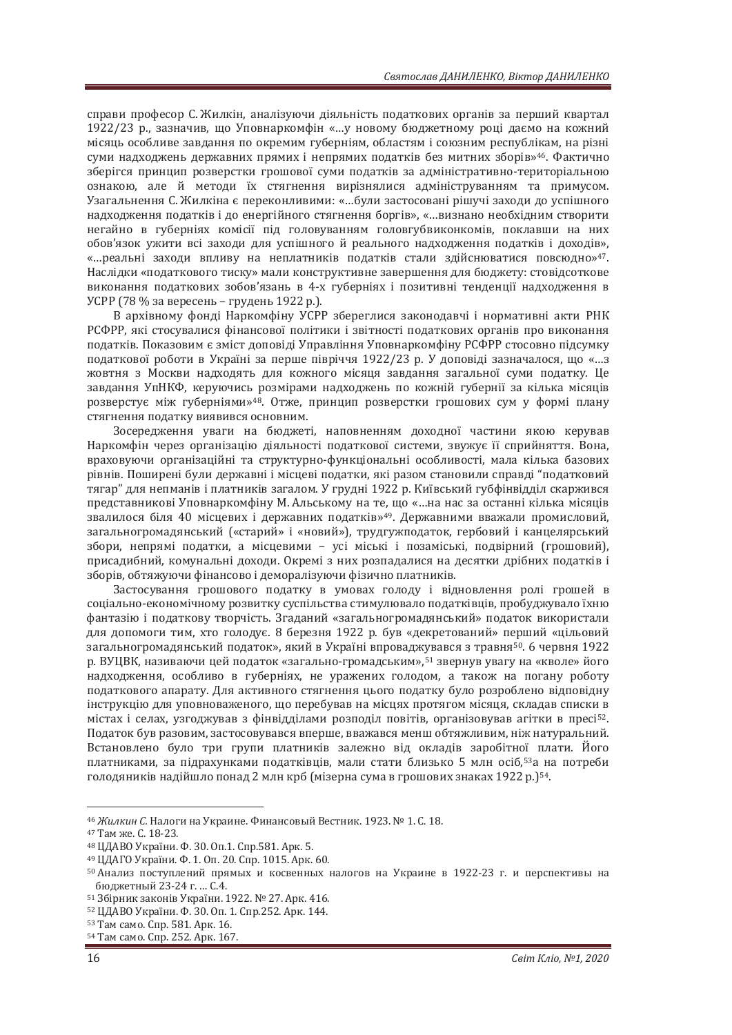справи професор С. Жилкін, аналізуючи діяльність податкових органів за перший квартал 1922/23 р., зазначив, що Уповнаркомфін «...у новому бюджетному році даємо на кожний місяць особливе завдання по окремим губерніям, областям і союзним республікам, на різні суми надходжень державних прямих і непрямих податків без митних зборів»[46]. Фактично зберігся принцип розверстки грошової суми податків за адміністративно-територіальною ознакою, але й методи їх стягнення вирізнялися адмініструванням та примусом. Узагальнення С. Жилкіна є переконливими: «...були застосовані рішучі заходи до успішного надходження податків і до енергійного стягнення боргів», «...визнано необхідним створити негайно в губерніях комісії під головуванням головгубвиконкомів, поклавши на них обов'язок ужити всі заходи для успішного й реального надходження податків і доходів», «...реальні заходи впливу на неплатників податків стали здійснюватися повсюдно»[47]. Наслідки «податкового тиску» мали конструктивне завершення для бюджету: стовідсоткове виконання податкових зобов'язань в 4-х губерніях і позитивні тенденції надходження в УСРР (78 % за вересень – грудень 1922 р.).

В архівному фонді Наркомфіну УСРР збереглися законодавчі і нормативні акти РНК РСФРР, які стосувалися фінансової політики і звітності податкових органів про виконання податків. Показовим є зміст доповіді Управління Уповнаркомфіну РСФРР стосовно підсумку податкової роботи в Україні за перше півріччя 1922/23 р. У доповіді зазначалося, що «...з жовтня з Москви надходять для кожного місяця завдання загальної суми податку. Це завдання УпНКФ, керуючись розмірами надходжень по кожній губернії за кілька місяців розверстує між губерніями»[48]. Отже, принцип розверстки грошових сум у формі плану стягнення податку виявився основним.

Зосередження уваги на бюджеті, наповненням доходної частини якою керував Наркомфін через організацію діяльності податкової системи, звужує її сприйняття. Вона, враховуючи організаційні та структурно-функціональні особливості, мала кілька базових рівнів. Поширені були державні і місцеві податки, які разом становили справді "податковий тягар" для непманів і платників загалом. У грудні 1922 р. Київський губфінвідділ скаржився представникові Уповнаркомфіну М. Альському на те, що «...на нас за останні кілька місяців звалилося біля 40 місцевих і державних податків»[49]. Державними вважали промисловий, загальногромадянський («старий» і «новий»), трудгужподаток, гербовий і канцелярський збори, непрямі податки, а місцевими – усі міські і позаміські, подвірний (грошовий), присадибний, комунальні доходи. Окремі з них розпадалися на десятки дрібних податків і зборів, обтяжуючи фінансово і деморалізуючи фізично платників.

Застосування грошового податку в умовах голоду і відновлення ролі грошей в соціально-економічному розвитку суспільства стимулювало податківців, пробуджувало їхню фантазію і податкову творчість. Згаданий «загальногромадянський» податок використали для допомоги тим, хто голодує. 8 березня 1922 р. був «декретований» перший «цільовий загальногромадянський податок», який в Україні впроваджувався з травня[50]. 6 червня 1922 р. ВУЦВК, називаючи цей податок «загально-громадським»,[51] звернув увагу на «кволе» його надходження, особливо в губерніях, не уражених голодом, а також на погану роботу податкового апарату. Для активного стягнення цього податку було розроблено відповідну інструкцію для уповноваженого, що перебував на місцях протягом місяця, складав списки в містах і селах, узгоджував з фінвідділами розподіл повітів, організовував агітки в пресі[52]. Податок був разовим, застосовувався вперше, вважався менш обтяжливим, ніж натуральний. Встановлено було три групи платників залежно від окладів заробітної плати. Його платниками, за підрахунками податківців, мали стати близько 5 млн осіб,[53]а на потреби голодяників надійшло понад 2 млн крб (мізерна сума в грошових знаках 1922 р.)[54].

---

[46] *Жилкин С.* Налоги на Украине. Финансовый Вестник. 1923. № 1. С. 18.

[47] Там же. С. 18-23.

[48] ЦДАВО України. Ф. 30. Оп.1. Спр.581. Арк. 5.

[49] ЦДАГО України. Ф. 1. Оп. 20. Спр. 1015. Арк. 60.

[50] Анализ поступлений прямых и косвенных налогов на Украине в 1922-23 г. и перспективы на бюджетный 23-24 г. ... С.4.

[51] Збірник законів України. 1922. № 27. Арк. 416.

[52] ЦДАВО України. Ф. 30. Оп. 1. Спр.252. Арк. 144.

[53] Там само. Спр. 581. Арк. 16.

[54] Там само. Спр. 252. Арк. 167.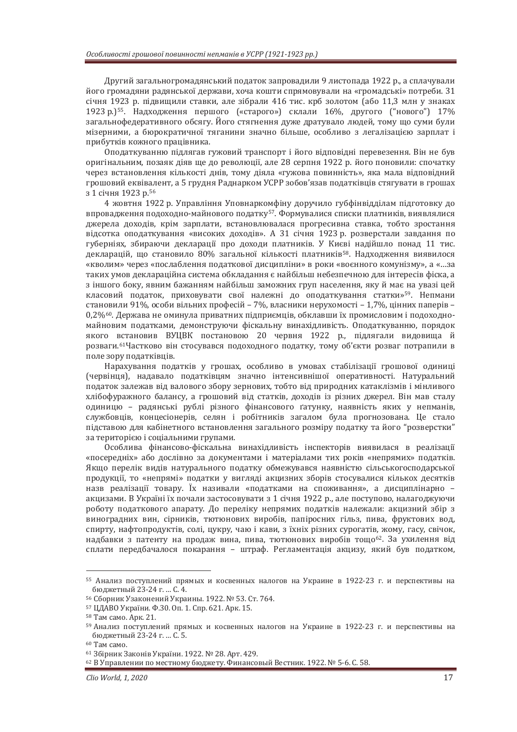Другий загальногромадянський податок запровадили 9 листопада 1922 р., а сплачували його громадяни радянської держави, хоча кошти спрямовували на «громадські» потреби. 31 січня 1923 р. підвищили ставки, але зібрали 416 тис. крб золотом (або 11,3 млн у знаках 1923 р.)[55]. Надходження першого («старого») склали 16%, другого ("нового") 17% загальнофедеративного обсягу. Його стягнення дуже дратувало людей, тому що суми були мізерними, а бюрократичної тяганини значно більше, особливо з легалізацією зарплат і прибутків кожного працівника.

Оподаткуванню підлягав гужовий транспорт і його відповідні перевезення. Він не був оригінальним, позаяк діяв ще до революції, але 28 серпня 1922 р. його поновили: спочатку через встановлення кількості днів, тому діяла «гужова повинність», яка мала відповідний грошовий еквівалент, а 5 грудня Раднарком УСРР зобов'язав податківців стягувати в грошах з 1 січня 1923 р.[56]

4 жовтня 1922 р. Управління Уповнаркомфіну доручило губфінвідділам підготовку до впровадження подоходно-майнового податку[57]. Формувалися списки платників, виявлялися джерела доходів, крім зарплати, встановлювалася прогресивна ставка, тобто зростання відсотка оподаткування «високих доходів». А 31 січня 1923 р. розверстали завдання по губерніях, збираючи декларації про доходи платників. У Києві надійшло понад 11 тис. декларацій, що становило 80% загальної кількості платників[58]. Надходження виявилося «кволим» через «послаблення податкової дисципліни» в роки «воєнного комунізму», а «…за таких умов деклараційна система обкладання є найбільш небезпечною для інтересів фіска, а з іншого боку, явним бажанням найбільш заможних груп населення, яку й має на увазі цей класовий податок, приховувати свої належні до оподаткування статки»[59]. Непмани становили 91%, особи вільних професій – 7%, власники нерухомості – 1,7%, цінних паперів – 0,2%[60]. Держава не оминула приватних підприємців, обклавши їх промисловим і подоходно-майновим податками, демонструючи фіскальну винахідливість. Оподаткуванню, порядок якого встановив ВУЦВК постановою 20 червня 1922 р., підлягали видовища й розваги.[61]Частково він стосувався подоходного податку, тому об'єкти розваг потрапили в поле зору податківців.

Нарахування податків у грошах, особливо в умовах стабілізації грошової одиниці (червінця), надавало податківцям значно інтенсивнішої оперативності. Натуральний податок залежав від валового збору зернових, тобто від природних катаклізмів і мінливого хлібофуражного балансу, а грошовий від статків, доходів із різних джерел. Він мав сталу одиницю – радянські рублі різного фінансового ґатунку, наявність яких у непманів, службовців, концесіонерів, селян і робітників загалом була прогнозована. Це стало підставою для кабінетного встановлення загального розміру податку та його "розверстки" за територією і соціальними групами.

Особлива фінансово-фіскальна винахідливість інспекторів виявилася в реалізації «посередніх» або дослівно за документами і матеріалами тих років «непрямих» податків. Якщо перелік видів натурального податку обмежувався наявністю сільськогосподарської продукції, то «непрямі» податки у вигляді акцизних зборів стосувалися кількох десятків назв реалізації товару. Їх називали «податками на споживання», а дисциплінарно – акцизами. В Україні їх почали застосовувати з 1 січня 1922 р., але поступово, налагоджуючи роботу податкового апарату. До переліку непрямих податків належали: акцизний збір з виноградних вин, сірників, тютюнових виробів, папіросних гільз, пива, фруктових вод, спирту, нафтопродуктів, солі, цукру, чаю і кави, з їхніх різних сурогатів, жому, гасу, свічок, надбавки з патенту на продаж вина, пива, тютюнових виробів тощо[62]. За ухилення від сплати передбачалося покарання – штраф. Регламентація акцизу, який був податком,

---

[55] Анализ поступлений прямых и косвенных налогов на Украине в 1922-23 г. и перспективы на бюджетный 23-24 г. … С. 4.

[56] Сборник Узаконений Украины. 1922. № 53. Ст. 764.

[57] ЦДАВО України. Ф.30. Оп. 1. Спр. 621. Арк. 15.

[58] Там само. Арк. 21.

[59] Анализ поступлений прямых и косвенных налогов на Украине в 1922-23 г. и перспективы на бюджетный 23-24 г. … С. 5.

[60] Там само.

[61] Збірник Законів України. 1922. № 28. Арт. 429.

[62] В Управлении по местному бюджету. Финансовый Вестник. 1922. № 5-6. С. 58.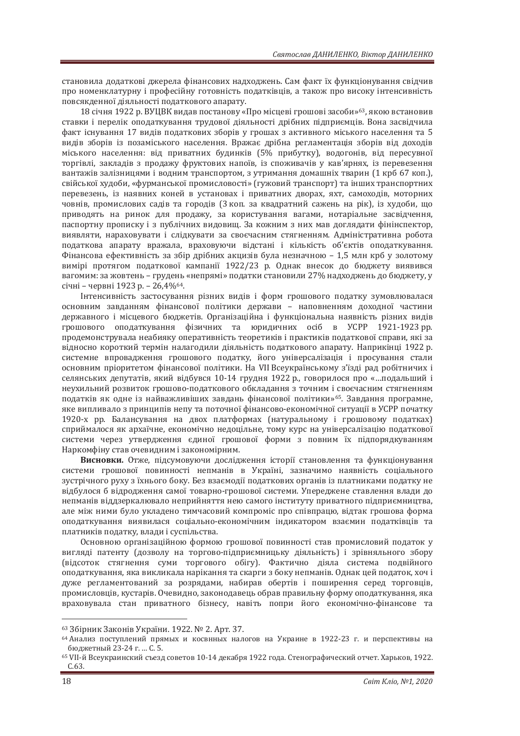становила додаткові джерела фінансових надходжень. Сам факт їх функціонування свідчив про номенклатурну і професійну готовність податківців, а також про високу інтенсивність повсякденної діяльності податкового апарату.

18 січня 1922 р. ВУЦВК видав постанову «Про місцеві грошові засоби»[63], якою встановив ставки і перелік оподаткування трудової діяльності дрібних підприємців. Вона засвідчила факт існування 17 видів податкових зборів у грошах з активного міського населення та 5 видів зборів із позаміського населення. Вражає дрібна регламентація зборів від доходів міського населення: від приватних будинків (5% прибутку), водогонів, від пересувної торгівлі, закладів з продажу фруктових напоїв, із споживачів у кав'ярнях, із перевезення вантажів залізницями і водним транспортом, з утримання домашніх тварин (1 крб 67 коп.), свійської худоби, «фурманської промисловості» (гужовий транспорт) та інших транспортних перевезень, із наявних коней в установах і приватних дворах, яхт, самоходів, моторних човнів, промислових садів та городів (3 коп. за квадратний сажень на рік), із худоби, що приводять на ринок для продажу, за користування вагами, нотаріальне засвідчення, паспортну прописку і з публічних видовищ. За кожним з них мав доглядати фінінспектор, виявляти, нараховувати і слідкувати за своєчасним стягненням. Адміністративна робота податкова апарату вражала, враховуючи відстані і кількість об'єктів оподаткування. Фінансова ефективність за збір дрібних акцизів була незначною – 1,5 млн крб у золотому вимірі протягом податкової кампанії 1922/23 р. Однак внесок до бюджету виявився вагомим: за жовтень – грудень «непрямі» податки становили 27% надходжень до бюджету, у січні – червні 1923 р. – 26,4%[64].

Інтенсивність застосування різних видів і форм грошового податку зумовлювалася основним завданням фінансової політики держави – наповненням доходної частини державного і місцевого бюджетів. Організаційна і функціональна наявність різних видів грошового оподаткування фізичних та юридичних осіб в УСРР 1921-1923 рр. продемонструвала неабияку оперативність теоретиків і практиків податкової справи, які за відносно короткий термін налагодили діяльність податкового апарату. Наприкінці 1922 р. системне впровадження грошового податку, його універсалізація і просування стали основним пріоритетом фінансової політики. На VII Всеукраїнському з'їзді рад робітничих і селянських депутатів, який відбувся 10-14 грудня 1922 р., говорилося про «…подальший і неухильний розвиток грошово-податкового обкладання з точним і своєчасним стягненням податків як одне із найважливіших завдань фінансової політики»[65]. Завдання програмне, яке випливало з принципів непу та поточної фінансово-економічної ситуації в УСРР початку 1920-х рр. Балансування на двох платформах (натуральному і грошовому податках) сприймалося як архаїчне, економічно недоцільне, тому курс на універсалізацію податкової системи через утвердження єдиної грошової форми з повним їх підпорядкуванням Наркомфіну став очевидним і закономірним.

**Висновки.** Отже, підсумовуючи дослідження історії становлення та функціонування системи грошової повинності непманів в Україні, зазначимо наявність соціального зустрічного руху з їхнього боку. Без взаємодії податкових органів із платниками податку не відбулося б відродження самої товарно-грошової системи. Упереджене ставлення влади до непманів віддзеркалювало неприйняття нею самого інституту приватного підприємництва, але між ними було укладено тимчасовий компроміс про співпрацю, відтак грошова форма оподаткування виявилася соціально-економічним індикатором взаємин податківців та платників податку, влади і суспільства.

Основною організаційною формою грошової повинності став промисловий податок у вигляді патенту (дозволу на торгово-підприємницьку діяльність) і зрівняльного збору (відсоток стягнення суми торгового обігу). Фактично діяла система подвійного оподаткування, яка викликала нарікання та скарги з боку непманів. Однак цей податок, хоч і дуже регламентований за розрядами, набирав обертів і поширення серед торговців, промисловців, кустарів. Очевидно, законодавець обрав правильну форму оподаткування, яка враховувала стан приватного бізнесу, навіть попри його економічно-фінансове та

---

[63] Збірник Законів України. 1922. № 2. Арт. 37.

[64] Анализ поступлений прямых и косвнных налогов на Украине в 1922-23 г. и перспективы на бюджетный 23-24 г. … С. 5.

[65] VII-й Всеукраинский съезд советов 10-14 декабря 1922 года. Стенографический отчет. Харьков, 1922. С.63.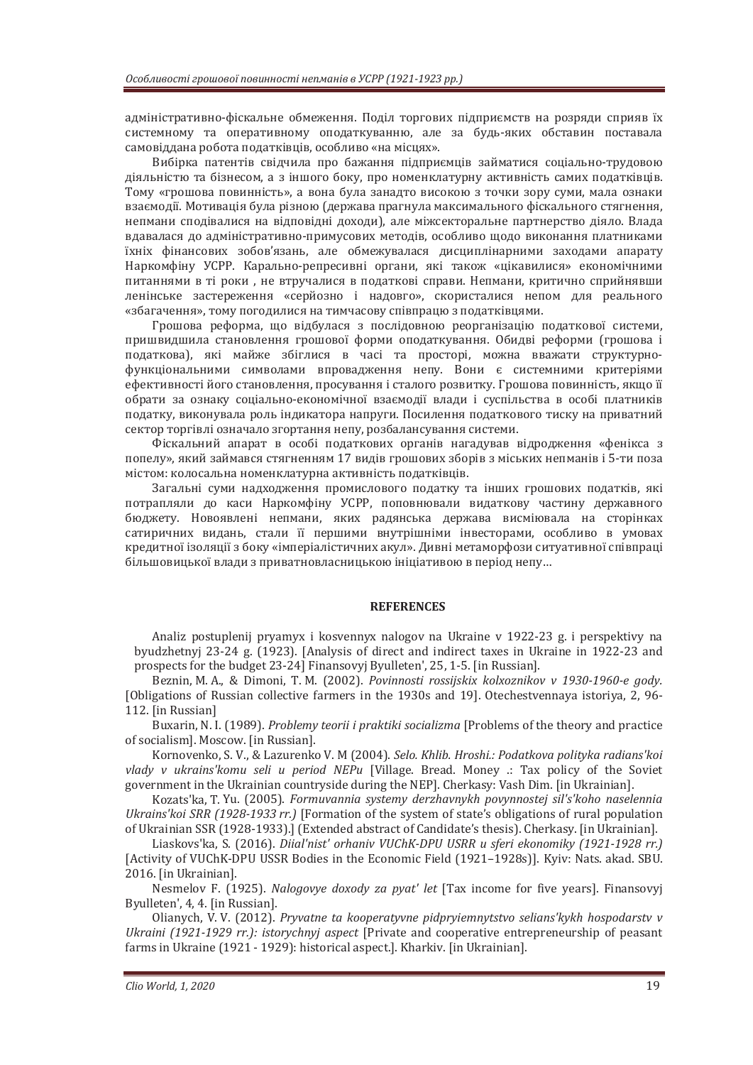адміністративно-фіскальне обмеження. Поділ торгових підприємств на розряди сприяв їх системному та оперативному оподаткуванню, але за будь-яких обставин поставала самовіддана робота податківців, особливо «на місцях».

Вибірка патентів свідчила про бажання підприємців займатися соціально-трудовою діяльністю та бізнесом, а з іншого боку, про номенклатурну активність самих податківців. Тому «грошова повинність», а вона була занадто високою з точки зору суми, мала ознаки взаємодії. Мотивація була різною (держава прагнула максимального фіскального стягнення, непмани сподівалися на відповідні доходи), але міжсекторальне партнерство діяло. Влада вдавалася до адміністративно-примусових методів, особливо щодо виконання платниками їхніх фінансових зобов'язань, але обмежувалася дисциплінарними заходами апарату Наркомфіну УСРР. Карально-репресивні органи, які також «цікавилися» економічними питаннями в ті роки , не втручалися в податкові справи. Непмани, критично сприйнявши ленінське застереження «серйозно і надовго», скористалися непом для реального «збагачення», тому погодилися на тимчасову співпрацю з податківцями.

Грошова реформа, що відбулася з послідовною реорганізацію податкової системи, пришвидшила становлення грошової форми оподаткування. Обидві реформи (грошова і податкова), які майже збіглися в часі та просторі, можна вважати структурно-функціональними символами впровадження непу. Вони є системними критеріями ефективності його становлення, просування і сталого розвитку. Грошова повинність, якщо її обрати за ознаку соціально-економічної взаємодії влади і суспільства в особі платників податку, виконувала роль індикатора напруги. Посилення податкового тиску на приватний сектор торгівлі означало згортання непу, розбалансування системи.

Фіскальний апарат в особі податкових органів нагадував відродження «фенікса з попелу», який займався стягненням 17 видів грошових зборів з міських непманів і 5-ти поза містом: колосальна номенклатурна активність податківців.

Загальні суми надходження промислового податку та інших грошових податків, які потрапляли до каси Наркомфіну УСРР, поповнювали видаткову частину державного бюджету. Новоявлені непмани, яких радянська держава висміювала на сторінках сатиричних видань, стали її першими внутрішніми інвесторами, особливо в умовах кредитної ізоляції з боку «імперіалістичних акул». Дивні метаморфози ситуативної співпраці більшовицької влади з приватновласницькою ініціативою в період непу…

## REFERENCES

Analiz postuplenij pryamyx i kosvennyx nalogov na Ukraine v 1922-23 g. i perspektivy na byudzhetnyj 23-24 g. (1923). [Analysis of direct and indirect taxes in Ukraine in 1922-23 and prospects for the budget 23-24] Finansovyj Byulleten', 25, 1-5. [in Russian].

Beznin, M. A., & Dimoni, T. M. (2002). *Povinnosti rossijskix kolxoznikov v 1930-1960-e gody.* [Obligations of Russian collective farmers in the 1930s and 19]. Otechestvennaya istoriya, 2, 96-112. [in Russian]

Buxarin, N. I. (1989). *Problemy teorii i praktiki socializma* [Problems of the theory and practice of socialism]. Moscow. [in Russian].

Kornovenko, S. V., & Lazurenko V. M (2004). *Selo. Khlib. Hroshi.: Podatkova polityka radians'koi vlady v ukrains'komu seli u period NEPu* [Village. Bread. Money .: Tax policy of the Soviet government in the Ukrainian countryside during the NEP]. Cherkasy: Vash Dim. [in Ukrainian].

Kozats'ka, T. Yu. (2005). *Formuvannia systemy derzhavnykh povynnostej sil's'koho naselennia Ukrains'koi SRR (1928-1933 rr.)* [Formation of the system of state's obligations of rural population of Ukrainian SSR (1928-1933).] (Extended abstract of Candidate's thesis). Cherkasy. [in Ukrainian].

Liaskovs'ka, S. (2016). *Diial'nist' orhaniv VUChK-DPU USRR u sferi ekonomiky (1921-1928 rr.)* [Activity of VUChK-DPU USSR Bodies in the Economic Field (1921–1928s)]. Kyiv: Nats. akad. SBU. 2016. [in Ukrainian].

Nesmelov F. (1925). *Nalogovye doxody za pyat' let* [Tax income for five years]. Finansovyj Byulleten', 4, 4. [in Russian].

Olianych, V. V. (2012). *Pryvatne ta kooperatyvne pidpryiemnytstvo selians'kykh hospodarstv v Ukraini (1921-1929 rr.): istorychnyj aspect* [Private and cooperative entrepreneurship of peasant farms in Ukraine (1921 - 1929): historical aspect.]. Kharkiv. [in Ukrainian].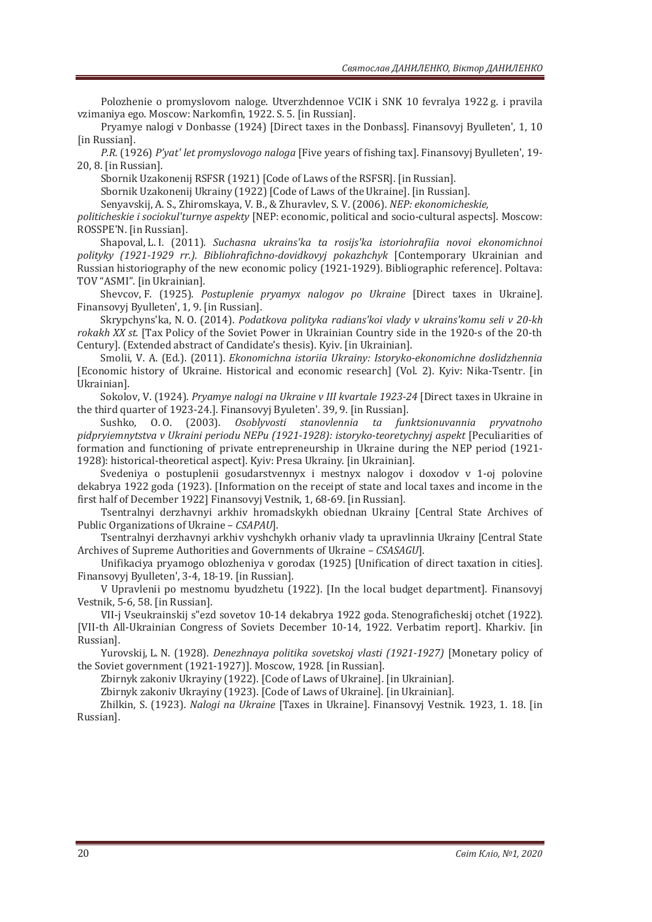Polozhenie o promyslovom naloge. Utverzhdennoe VCIK i SNK 10 fevralya 1922 g. i pravila vzimaniya ego. Moscow: Narkomfin, 1922. S. 5. [in Russian].

Pryamye nalogi v Donbasse (1924) [Direct taxes in the Donbass]. Finansovyj Byulleten', 1, 10 [in Russian].

*P.R.* (1926) *P'yat' let promyslovogo naloga* [Five years of fishing tax]. Finansovyj Byulleten', 19-20, 8. [in Russian].

Sbornik Uzakonenij RSFSR (1921) [Code of Laws of the RSFSR]. [in Russian].

Sbornik Uzakonenij Ukrainy (1922) [Code of Laws of the Ukraine]. [in Russian].

Senyavskij, A. S., Zhiromskaya, V. B., & Zhuravlev, S. V. (2006). *NEP: ekonomicheskie, politicheskie i sociokul'turnye aspekty* [NEP: economic, political and socio-cultural aspects]. Moscow: ROSSPE'N. [in Russian].

Shapoval, L. I. (2011). *Suchasna ukrains'ka ta rosijs'ka istoriohrafiia novoi ekonomichnoi polityky (1921-1929 rr.). Bibliohrafichno-dovidkovyj pokazhchyk* [Contemporary Ukrainian and Russian historiography of the new economic policy (1921-1929). Bibliographic reference]. Poltava: TOV "ASMI". [in Ukrainian].

Shevcov, F. (1925). *Postuplenie pryamyx nalogov po Ukraine* [Direct taxes in Ukraine]. Finansovyj Byulleten', 1, 9. [in Russian].

Skrypchyns'ka, N. O. (2014). *Podatkova polityka radians'koi vlady v ukrains'komu seli v 20-kh rokakh XX st.* [Tax Policy of the Soviet Power in Ukrainian Country side in the 1920-s of the 20-th Century]. (Extended abstract of Candidate's thesis). Kyiv. [in Ukrainian].

Smolii, V. A. (Ed.). (2011). *Ekonomichna istoriia Ukrainy: Istoryko-ekonomichne doslidzhennia* [Economic history of Ukraine. Historical and economic research] (Vol. 2). Kyiv: Nika-Tsentr. [in Ukrainian].

Sokolov, V. (1924). *Pryamye nalogi na Ukraine v III kvartale 1923-24* [Direct taxes in Ukraine in the third quarter of 1923-24.]. Finansovyj Byuleten'. 39, 9. [in Russian].

Sushko, O. O. (2003). *Osoblyvosti stanovlennia ta funktsionuvannia pryvatnoho pidpryiemnytstva v Ukraini periodu NEPu (1921-1928): istoryko-teoretychnyj aspekt* [Peculiarities of formation and functioning of private entrepreneurship in Ukraine during the NEP period (1921-1928): historical-theoretical aspect]. Kyiv: Presa Ukrainy. [in Ukrainian].

Svedeniya o postuplenii gosudarstvennyx i mestnyx nalogov i doxodov v 1-oj polovine dekabrya 1922 goda (1923). [Information on the receipt of state and local taxes and income in the first half of December 1922] Finansovyj Vestnik, 1, 68-69. [in Russian].

Tsentralnyi derzhavnyi arkhiv hromadskykh obiednan Ukrainy [Central State Archives of Public Organizations of Ukraine – *CSAPAU*].

Tsentralnyi derzhavnyi arkhiv vyshchykh orhaniv vlady ta upravlinnia Ukrainy [Central State Archives of Supreme Authorities and Governments of Ukraine – *CSASAGU*].

Unifikaciya pryamogo oblozheniya v gorodax (1925) [Unification of direct taxation in cities]. Finansovyj Byulleten', 3-4, 18-19. [in Russian].

V Upravlenii po mestnomu byudzhetu (1922). [In the local budget department]. Finansovyj Vestnik, 5-6, 58. [in Russian].

VII-j Vseukrainskij s"ezd sovetov 10-14 dekabrya 1922 goda. Stenograficheskij otchet (1922). [VII-th All-Ukrainian Congress of Soviets December 10-14, 1922. Verbatim report]. Kharkiv. [in Russian].

Yurovskij, L. N. (1928). *Denezhnaya politika sovetskoj vlasti (1921-1927)* [Monetary policy of the Soviet government (1921-1927)]. Moscow, 1928. [in Russian].

Zbirnyk zakoniv Ukrayiny (1922). [Code of Laws of Ukraine]. [in Ukrainian].

Zbirnyk zakoniv Ukrayiny (1923). [Code of Laws of Ukraine]. [in Ukrainian].

Zhilkin, S. (1923). *Nalogi na Ukraine* [Taxes in Ukraine]. Finansovyj Vestnik. 1923, 1. 18. [in Russian].